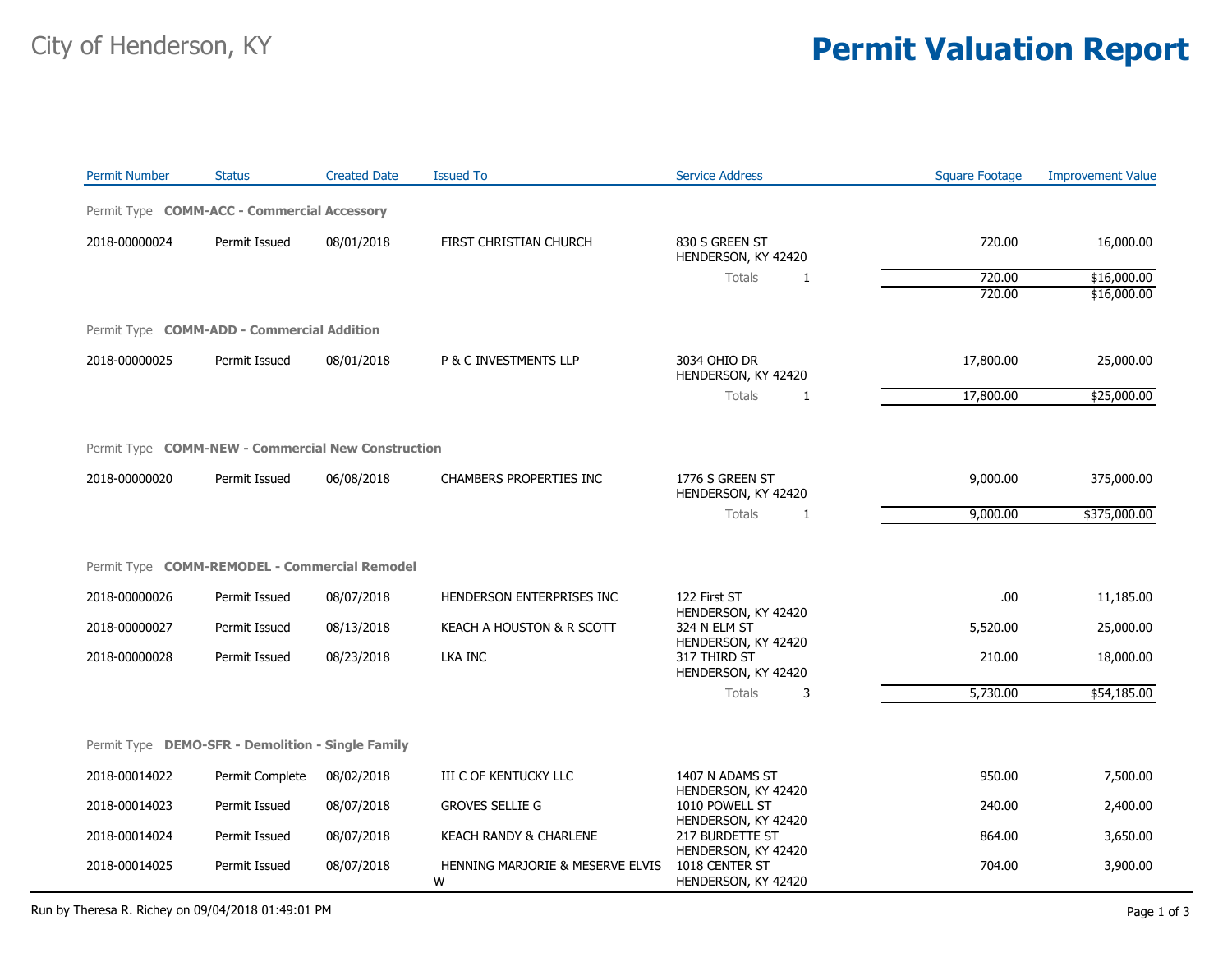City of Henderson, KY

# Permit Valuation Report

| Permit Number | Status | Created Date | Issued To | Service Address | | Square Footage | Improvement Value |
|---|---|---|---|---|---|---|---|
| **Permit Type COMM-ACC - Commercial Accessory** | | | | | | | |
| 2018-00000024 | Permit Issued | 08/01/2018 | FIRST CHRISTIAN CHURCH | 830 S GREEN ST HENDERSON, KY 42420 | | 720.00 | 16,000.00 |
| | | | | Totals | 1 | 720.00 | $16,000.00 |
| | | | | | | 720.00 | $16,000.00 |
| **Permit Type COMM-ADD - Commercial Addition** | | | | | | | |
| 2018-00000025 | Permit Issued | 08/01/2018 | P & C INVESTMENTS LLP | 3034 OHIO DR HENDERSON, KY 42420 | | 17,800.00 | 25,000.00 |
| | | | | Totals | 1 | 17,800.00 | $25,000.00 |
| **Permit Type COMM-NEW - Commercial New Construction** | | | | | | | |
| 2018-00000020 | Permit Issued | 06/08/2018 | CHAMBERS PROPERTIES INC | 1776 S GREEN ST HENDERSON, KY 42420 | | 9,000.00 | 375,000.00 |
| | | | | Totals | 1 | 9,000.00 | $375,000.00 |
| **Permit Type COMM-REMODEL - Commercial Remodel** | | | | | | | |
| 2018-00000026 | Permit Issued | 08/07/2018 | HENDERSON ENTERPRISES INC | 122 First ST HENDERSON, KY 42420 | | .00 | 11,185.00 |
| 2018-00000027 | Permit Issued | 08/13/2018 | KEACH A HOUSTON & R SCOTT | 324 N ELM ST HENDERSON, KY 42420 | | 5,520.00 | 25,000.00 |
| 2018-00000028 | Permit Issued | 08/23/2018 | LKA INC | 317 THIRD ST HENDERSON, KY 42420 | | 210.00 | 18,000.00 |
| | | | | Totals | 3 | 5,730.00 | $54,185.00 |
| **Permit Type DEMO-SFR - Demolition - Single Family** | | | | | | | |
| 2018-00014022 | Permit Complete | 08/02/2018 | III C OF KENTUCKY LLC | 1407 N ADAMS ST HENDERSON, KY 42420 | | 950.00 | 7,500.00 |
| 2018-00014023 | Permit Issued | 08/07/2018 | GROVES SELLIE G | 1010 POWELL ST HENDERSON, KY 42420 | | 240.00 | 2,400.00 |
| 2018-00014024 | Permit Issued | 08/07/2018 | KEACH RANDY & CHARLENE | 217 BURDETTE ST HENDERSON, KY 42420 | | 864.00 | 3,650.00 |
| 2018-00014025 | Permit Issued | 08/07/2018 | HENNING MARJORIE & MESERVE ELVIS W | 1018 CENTER ST HENDERSON, KY 42420 | | 704.00 | 3,900.00 |

Run by Theresa R. Richey on 09/04/2018 01:49:01 PM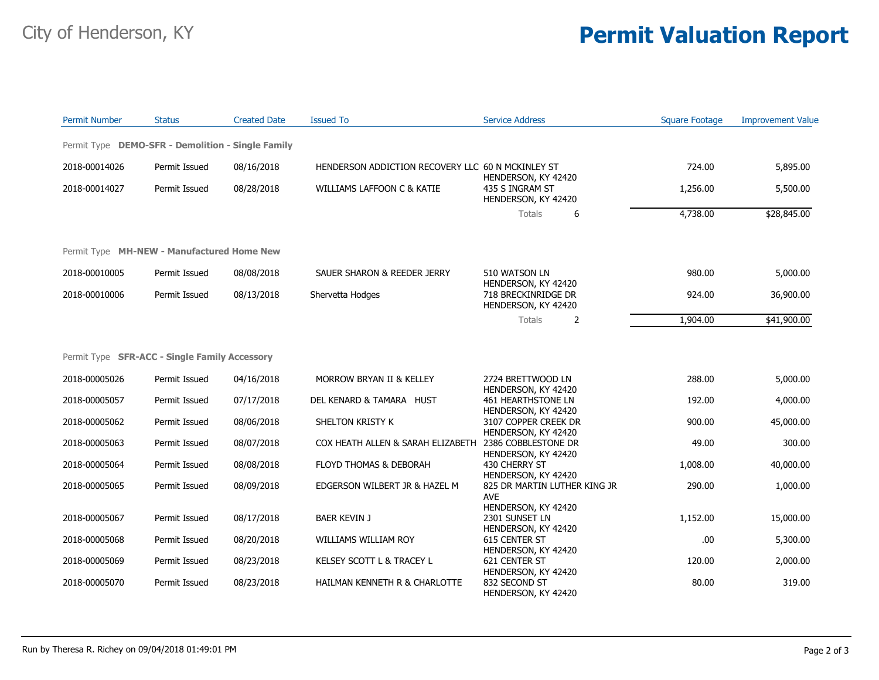# City of Henderson, KY

# Permit Valuation Report

| Permit Number | Status | Created Date | Issued To | Service Address | Square Footage | Improvement Value |
|---|---|---|---|---|---|---|
| **Permit Type DEMO-SFR - Demolition - Single Family** | | | | | | |
| 2018-00014026 | Permit Issued | 08/16/2018 | HENDERSON ADDICTION RECOVERY LLC | 60 N MCKINLEY ST HENDERSON, KY 42420 | 724.00 | 5,895.00 |
| 2018-00014027 | Permit Issued | 08/28/2018 | WILLIAMS LAFFOON C & KATIE | 435 S INGRAM ST HENDERSON, KY 42420 | 1,256.00 | 5,500.00 |
| | | | | Totals 6 | 4,738.00 | $28,845.00 |
| **Permit Type MH-NEW - Manufactured Home New** | | | | | | |
| 2018-00010005 | Permit Issued | 08/08/2018 | SAUER SHARON & REEDER JERRY | 510 WATSON LN HENDERSON, KY 42420 | 980.00 | 5,000.00 |
| 2018-00010006 | Permit Issued | 08/13/2018 | Shervetta Hodges | 718 BRECKINRIDGE DR HENDERSON, KY 42420 | 924.00 | 36,900.00 |
| | | | | Totals 2 | 1,904.00 | $41,900.00 |
| **Permit Type SFR-ACC - Single Family Accessory** | | | | | | |
| 2018-00005026 | Permit Issued | 04/16/2018 | MORROW BRYAN II & KELLEY | 2724 BRETTWOOD LN HENDERSON, KY 42420 | 288.00 | 5,000.00 |
| 2018-00005057 | Permit Issued | 07/17/2018 | DEL KENARD & TAMARA HUST | 461 HEARTHSTONE LN HENDERSON, KY 42420 | 192.00 | 4,000.00 |
| 2018-00005062 | Permit Issued | 08/06/2018 | SHELTON KRISTY K | 3107 COPPER CREEK DR HENDERSON, KY 42420 | 900.00 | 45,000.00 |
| 2018-00005063 | Permit Issued | 08/07/2018 | COX HEATH ALLEN & SARAH ELIZABETH | 2386 COBBLESTONE DR HENDERSON, KY 42420 | 49.00 | 300.00 |
| 2018-00005064 | Permit Issued | 08/08/2018 | FLOYD THOMAS & DEBORAH | 430 CHERRY ST HENDERSON, KY 42420 | 1,008.00 | 40,000.00 |
| 2018-00005065 | Permit Issued | 08/09/2018 | EDGERSON WILBERT JR & HAZEL M | 825 DR MARTIN LUTHER KING JR AVE HENDERSON, KY 42420 | 290.00 | 1,000.00 |
| 2018-00005067 | Permit Issued | 08/17/2018 | BAER KEVIN J | 2301 SUNSET LN HENDERSON, KY 42420 | 1,152.00 | 15,000.00 |
| 2018-00005068 | Permit Issued | 08/20/2018 | WILLIAMS WILLIAM ROY | 615 CENTER ST HENDERSON, KY 42420 | .00 | 5,300.00 |
| 2018-00005069 | Permit Issued | 08/23/2018 | KELSEY SCOTT L & TRACEY L | 621 CENTER ST HENDERSON, KY 42420 | 120.00 | 2,000.00 |
| 2018-00005070 | Permit Issued | 08/23/2018 | HAILMAN KENNETH R & CHARLOTTE | 832 SECOND ST HENDERSON, KY 42420 | 80.00 | 319.00 |

Run by Theresa R. Richey on 09/04/2018 01:49:01 PM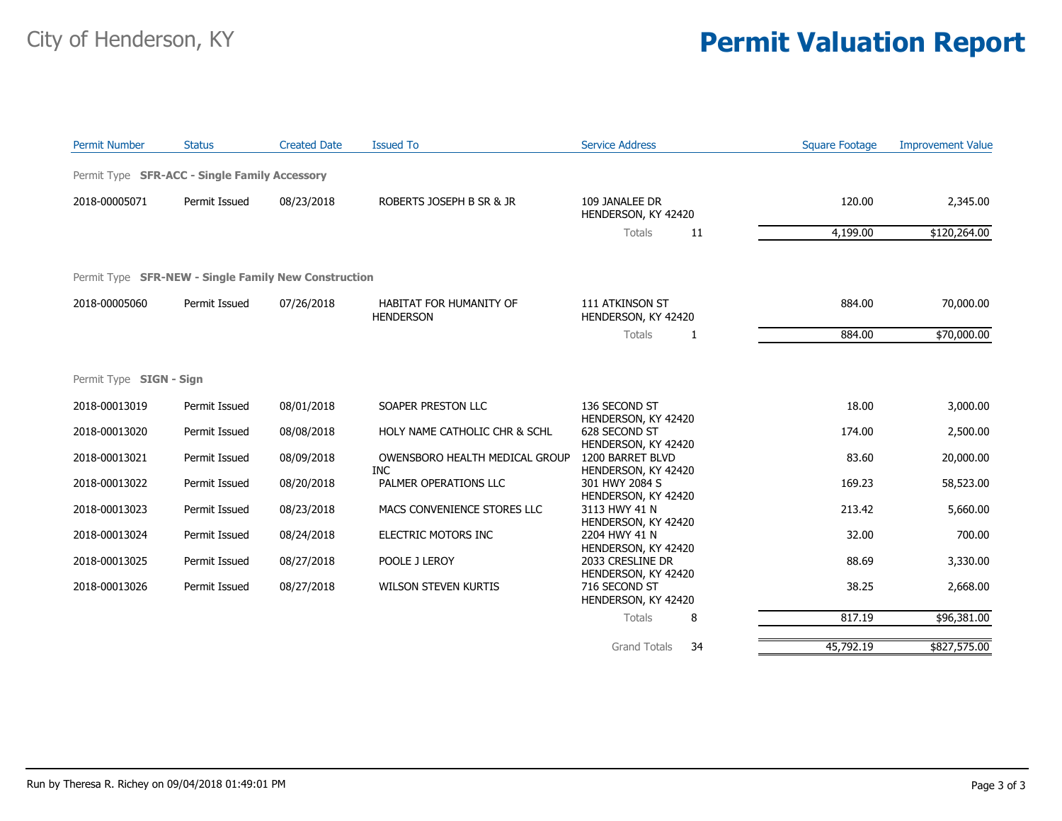City of Henderson, KY

# Permit Valuation Report

| Permit Number | Status | Created Date | Issued To | Service Address | | Square Footage | Improvement Value |
|---|---|---|---|---|---|---|---|
| Permit Type **SFR-ACC - Single Family Accessory** | | | | | | | |
| 2018-00005071 | Permit Issued | 08/23/2018 | ROBERTS JOSEPH B SR & JR | 109 JANALEE DR HENDERSON, KY 42420 | | 120.00 | 2,345.00 |
| | | | | Totals | 11 | 4,199.00 | $120,264.00 |
| Permit Type **SFR-NEW - Single Family New Construction** | | | | | | | |
| 2018-00005060 | Permit Issued | 07/26/2018 | HABITAT FOR HUMANITY OF HENDERSON | 111 ATKINSON ST HENDERSON, KY 42420 | | 884.00 | 70,000.00 |
| | | | | Totals | 1 | 884.00 | $70,000.00 |
| Permit Type **SIGN - Sign** | | | | | | | |
| 2018-00013019 | Permit Issued | 08/01/2018 | SOAPER PRESTON LLC | 136 SECOND ST HENDERSON, KY 42420 | | 18.00 | 3,000.00 |
| 2018-00013020 | Permit Issued | 08/08/2018 | HOLY NAME CATHOLIC CHR & SCHL | 628 SECOND ST HENDERSON, KY 42420 | | 174.00 | 2,500.00 |
| 2018-00013021 | Permit Issued | 08/09/2018 | OWENSBORO HEALTH MEDICAL GROUP INC | 1200 BARRET BLVD HENDERSON, KY 42420 | | 83.60 | 20,000.00 |
| 2018-00013022 | Permit Issued | 08/20/2018 | PALMER OPERATIONS LLC | 301 HWY 2084 S HENDERSON, KY 42420 | | 169.23 | 58,523.00 |
| 2018-00013023 | Permit Issued | 08/23/2018 | MACS CONVENIENCE STORES LLC | 3113 HWY 41 N HENDERSON, KY 42420 | | 213.42 | 5,660.00 |
| 2018-00013024 | Permit Issued | 08/24/2018 | ELECTRIC MOTORS INC | 2204 HWY 41 N HENDERSON, KY 42420 | | 32.00 | 700.00 |
| 2018-00013025 | Permit Issued | 08/27/2018 | POOLE J LEROY | 2033 CRESLINE DR HENDERSON, KY 42420 | | 88.69 | 3,330.00 |
| 2018-00013026 | Permit Issued | 08/27/2018 | WILSON STEVEN KURTIS | 716 SECOND ST HENDERSON, KY 42420 | | 38.25 | 2,668.00 |
| | | | | Totals | 8 | 817.19 | $96,381.00 |
| | | | | Grand Totals | 34 | 45,792.19 | $827,575.00 |

Run by Theresa R. Richey on 09/04/2018 01:49:01 PM